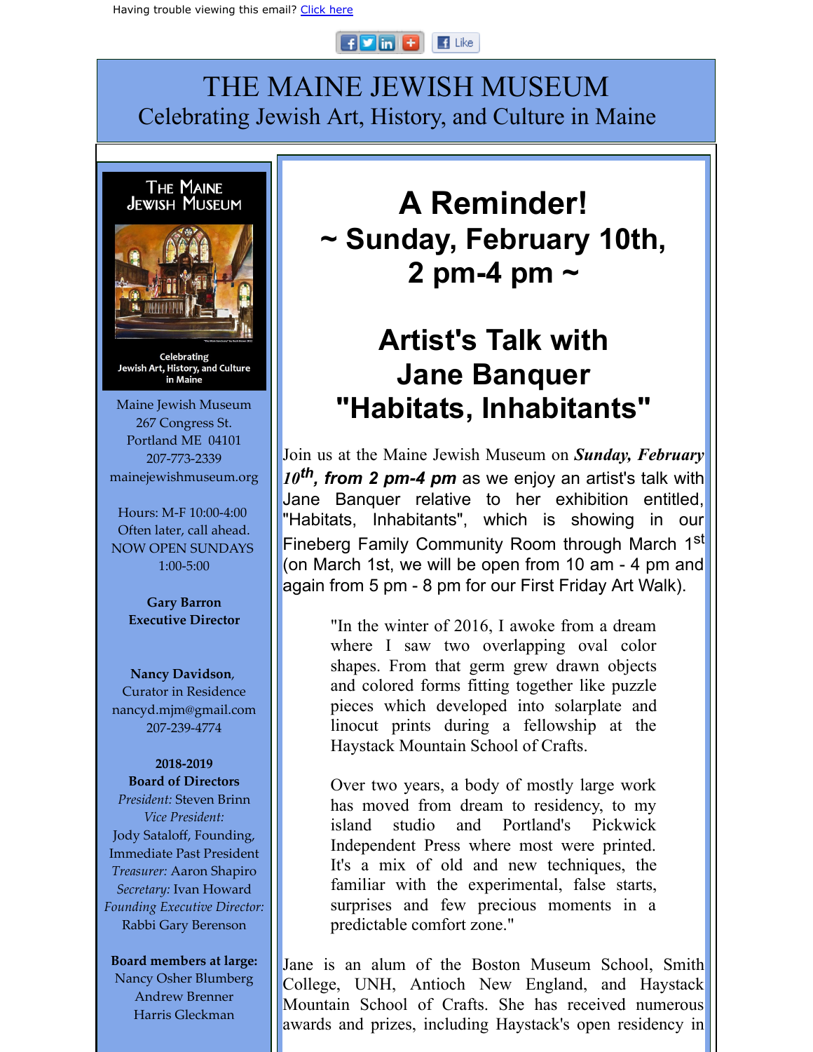Having trouble viewing this email? Click here

# THE MAINE JEWISH MUSEUM

Celebrating Jewish Art, History, and Culture in Maine

THE MAINE JEWISH MUSEUM

Celebrating Jewish Art, History, and Culture in Maine

Maine Jewish Museum
267 Congress St.
Portland ME 04101
207-773-2339
mainejewishmuseum.org

Hours: M-F 10:00-4:00
Often later, call ahead.
NOW OPEN SUNDAYS
1:00-5:00

**Gary Barron**
**Executive Director**

**Nancy Davidson**, Curator in Residence
nancyd.mjm@gmail.com
207-239-4774

**2018-2019**
**Board of Directors**
*President:* Steven Brinn
*Vice President:*
Jody Sataloff, Founding, Immediate Past President
*Treasurer:* Aaron Shapiro
*Secretary:* Ivan Howard
*Founding Executive Director:*
Rabbi Gary Berenson

**Board members at large:**
Nancy Osher Blumberg
Andrew Brenner
Harris Gleckman

## A Reminder!
## ~ Sunday, February 10th, 2 pm-4 pm ~

## Artist's Talk with Jane Banquer "Habitats, Inhabitants"

Join us at the Maine Jewish Museum on ***Sunday, February 10th, from 2 pm-4 pm*** as we enjoy an artist's talk with Jane Banquer relative to her exhibition entitled, "Habitats, Inhabitants", which is showing in our Fineberg Family Community Room through March 1st (on March 1st, we will be open from 10 am - 4 pm and again from 5 pm - 8 pm for our First Friday Art Walk).

> "In the winter of 2016, I awoke from a dream where I saw two overlapping oval color shapes. From that germ grew drawn objects and colored forms fitting together like puzzle pieces which developed into solarplate and linocut prints during a fellowship at the Haystack Mountain School of Crafts.
>
> Over two years, a body of mostly large work has moved from dream to residency, to my island studio and Portland's Pickwick Independent Press where most were printed. It's a mix of old and new techniques, the familiar with the experimental, false starts, surprises and few precious moments in a predictable comfort zone."

Jane is an alum of the Boston Museum School, Smith College, UNH, Antioch New England, and Haystack Mountain School of Crafts. She has received numerous awards and prizes, including Haystack's open residency in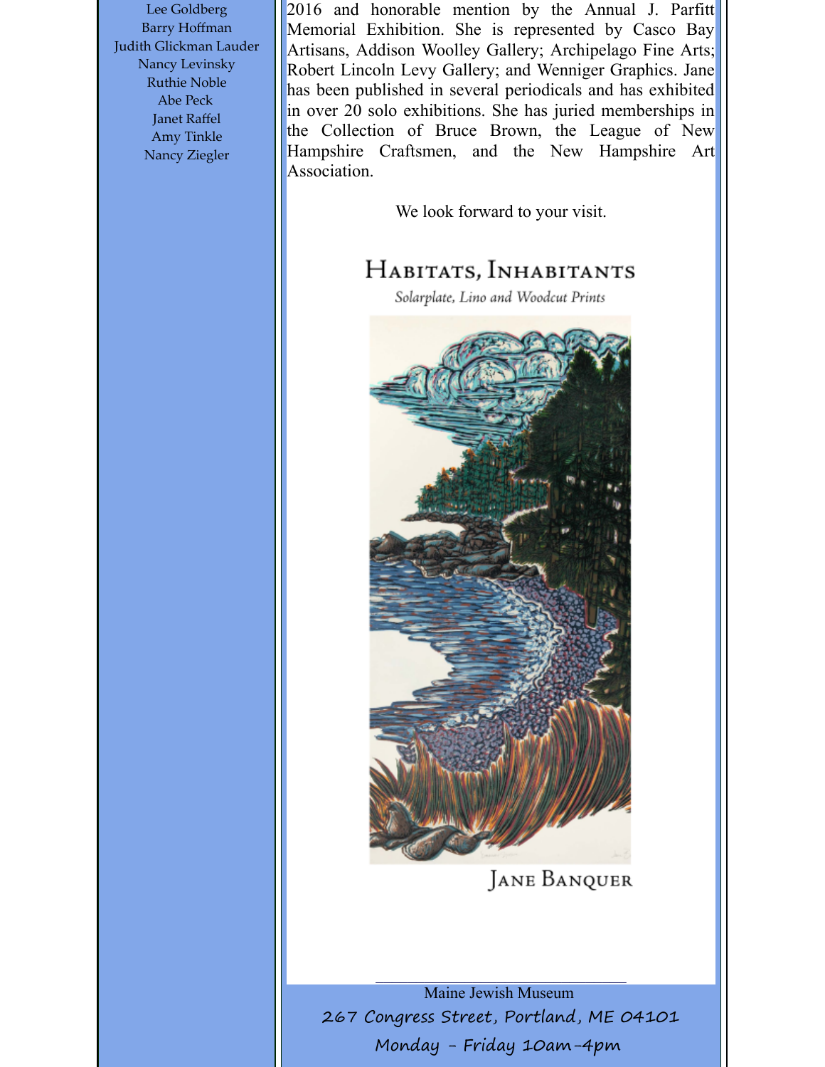Lee Goldberg
Barry Hoffman
Judith Glickman Lauder
Nancy Levinsky
Ruthie Noble
Abe Peck
Janet Raffel
Amy Tinkle
Nancy Ziegler

2016 and honorable mention by the Annual J. Parfitt Memorial Exhibition. She is represented by Casco Bay Artisans, Addison Woolley Gallery; Archipelago Fine Arts; Robert Lincoln Levy Gallery; and Wenniger Graphics. Jane has been published in several periodicals and has exhibited in over 20 solo exhibitions. She has juried memberships in the Collection of Bruce Brown, the League of New Hampshire Craftsmen, and the New Hampshire Art Association.

We look forward to your visit.

HABITATS, INHABITANTS

*Solarplate, Lino and Woodcut Prints*

JANE BANQUER

Maine Jewish Museum
267 Congress Street, Portland, ME 04101
Monday - Friday 10am-4pm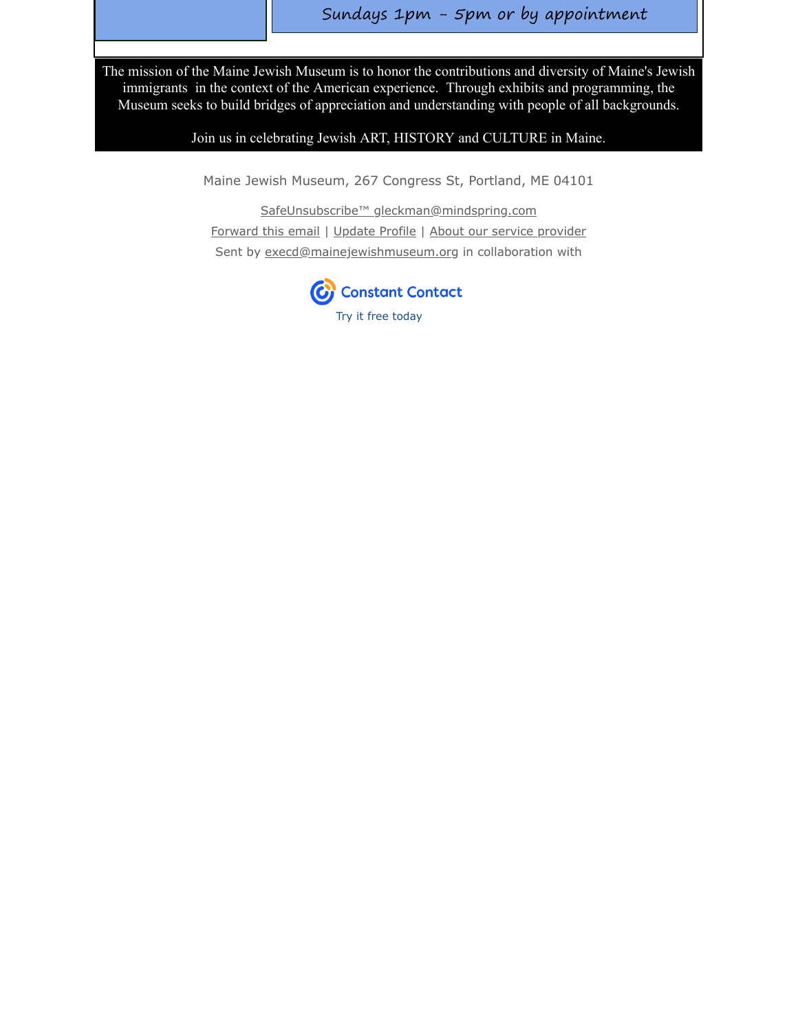Sundays 1pm - 5pm or by appointment

The mission of the Maine Jewish Museum is to honor the contributions and diversity of Maine's Jewish immigrants in the context of the American experience. Through exhibits and programming, the Museum seeks to build bridges of appreciation and understanding with people of all backgrounds.

Join us in celebrating Jewish ART, HISTORY and CULTURE in Maine.

Maine Jewish Museum, 267 Congress St, Portland, ME 04101

SafeUnsubscribe™ gleckman@mindspring.com

Forward this email | Update Profile | About our service provider

Sent by execd@mainejewishmuseum.org in collaboration with

Constant Contact

Try it free today